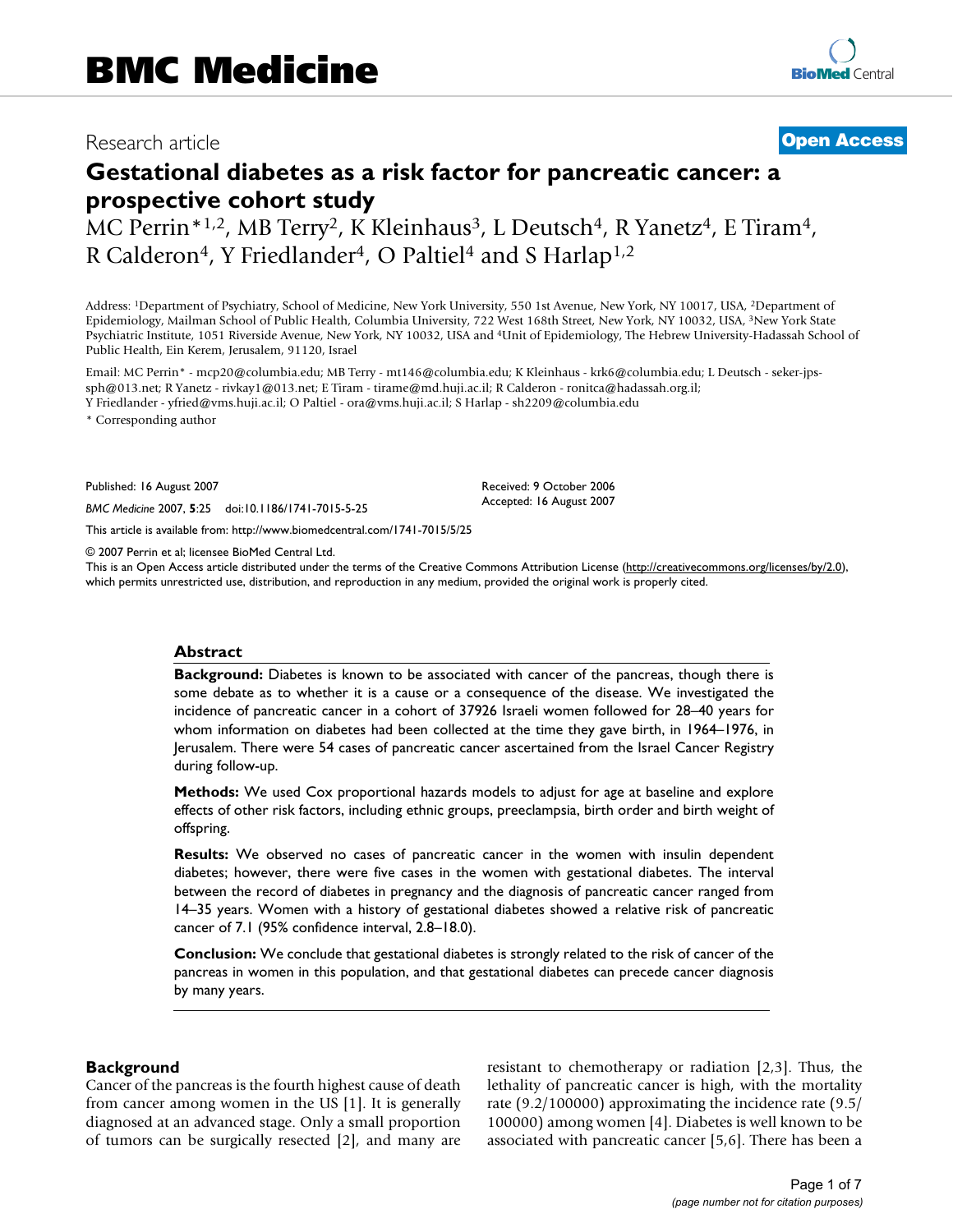BMC Medicine

Research article

**Open Access**

# Gestational diabetes as a risk factor for pancreatic cancer: a prospective cohort study

MC Perrin*[1,2], MB Terry[2], K Kleinhaus[3], L Deutsch[4], R Yanetz[4], E Tiram[4], R Calderon[4], Y Friedlander[4], O Paltiel[4] and S Harlap[1,2]

Address: [1]Department of Psychiatry, School of Medicine, New York University, 550 1st Avenue, New York, NY 10017, USA, [2]Department of Epidemiology, Mailman School of Public Health, Columbia University, 722 West 168th Street, New York, NY 10032, USA, [3]New York State Psychiatric Institute, 1051 Riverside Avenue, New York, NY 10032, USA and [4]Unit of Epidemiology, The Hebrew University-Hadassah School of Public Health, Ein Kerem, Jerusalem, 91120, Israel

Email: MC Perrin* - mcp20@columbia.edu; MB Terry - mt146@columbia.edu; K Kleinhaus - krk6@columbia.edu; L Deutsch - seker-jps-sph@013.net; R Yanetz - rivkay1@013.net; E Tiram - tirame@md.huji.ac.il; R Calderon - ronitca@hadassah.org.il; Y Friedlander - yfried@vms.huji.ac.il; O Paltiel - ora@vms.huji.ac.il; S Harlap - sh2209@columbia.edu

* Corresponding author

Published: 16 August 2007

*BMC Medicine* 2007, **5**:25 doi:10.1186/1741-7015-5-25

Received: 9 October 2006
Accepted: 16 August 2007

This article is available from: http://www.biomedcentral.com/1741-7015/5/25

© 2007 Perrin et al; licensee BioMed Central Ltd.
This is an Open Access article distributed under the terms of the Creative Commons Attribution License (http://creativecommons.org/licenses/by/2.0), which permits unrestricted use, distribution, and reproduction in any medium, provided the original work is properly cited.

## Abstract

**Background:** Diabetes is known to be associated with cancer of the pancreas, though there is some debate as to whether it is a cause or a consequence of the disease. We investigated the incidence of pancreatic cancer in a cohort of 37926 Israeli women followed for 28–40 years for whom information on diabetes had been collected at the time they gave birth, in 1964–1976, in Jerusalem. There were 54 cases of pancreatic cancer ascertained from the Israel Cancer Registry during follow-up.

**Methods:** We used Cox proportional hazards models to adjust for age at baseline and explore effects of other risk factors, including ethnic groups, preeclampsia, birth order and birth weight of offspring.

**Results:** We observed no cases of pancreatic cancer in the women with insulin dependent diabetes; however, there were five cases in the women with gestational diabetes. The interval between the record of diabetes in pregnancy and the diagnosis of pancreatic cancer ranged from 14–35 years. Women with a history of gestational diabetes showed a relative risk of pancreatic cancer of 7.1 (95% confidence interval, 2.8–18.0).

**Conclusion:** We conclude that gestational diabetes is strongly related to the risk of cancer of the pancreas in women in this population, and that gestational diabetes can precede cancer diagnosis by many years.

## Background

Cancer of the pancreas is the fourth highest cause of death from cancer among women in the US [1]. It is generally diagnosed at an advanced stage. Only a small proportion of tumors can be surgically resected [2], and many are resistant to chemotherapy or radiation [2,3]. Thus, the lethality of pancreatic cancer is high, with the mortality rate (9.2/100000) approximating the incidence rate (9.5/100000) among women [4]. Diabetes is well known to be associated with pancreatic cancer [5,6]. There has been a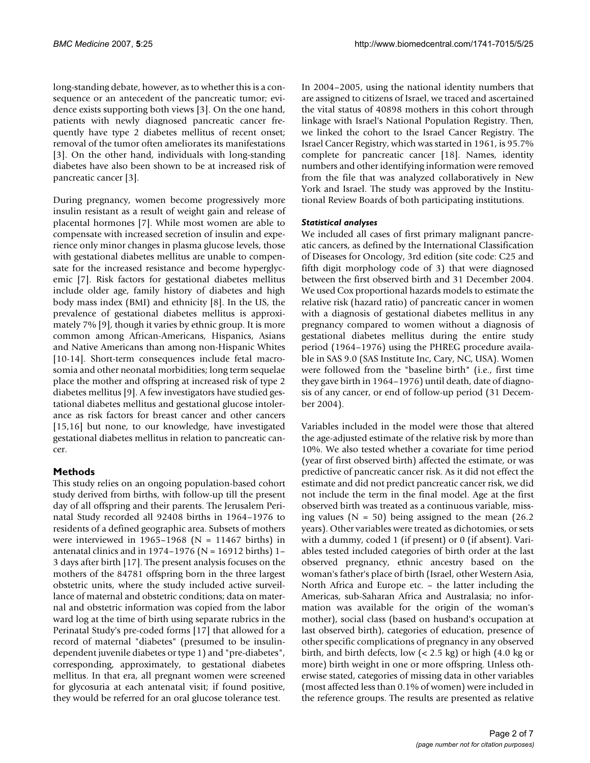long-standing debate, however, as to whether this is a consequence or an antecedent of the pancreatic tumor; evidence exists supporting both views [3]. On the one hand, patients with newly diagnosed pancreatic cancer frequently have type 2 diabetes mellitus of recent onset; removal of the tumor often ameliorates its manifestations [3]. On the other hand, individuals with long-standing diabetes have also been shown to be at increased risk of pancreatic cancer [3].

During pregnancy, women become progressively more insulin resistant as a result of weight gain and release of placental hormones [7]. While most women are able to compensate with increased secretion of insulin and experience only minor changes in plasma glucose levels, those with gestational diabetes mellitus are unable to compensate for the increased resistance and become hyperglycemic [7]. Risk factors for gestational diabetes mellitus include older age, family history of diabetes and high body mass index (BMI) and ethnicity [8]. In the US, the prevalence of gestational diabetes mellitus is approximately 7% [9], though it varies by ethnic group. It is more common among African-Americans, Hispanics, Asians and Native Americans than among non-Hispanic Whites [10-14]. Short-term consequences include fetal macrosomia and other neonatal morbidities; long term sequelae place the mother and offspring at increased risk of type 2 diabetes mellitus [9]. A few investigators have studied gestational diabetes mellitus and gestational glucose intolerance as risk factors for breast cancer and other cancers [15,16] but none, to our knowledge, have investigated gestational diabetes mellitus in relation to pancreatic cancer.

## Methods

This study relies on an ongoing population-based cohort study derived from births, with follow-up till the present day of all offspring and their parents. The Jerusalem Perinatal Study recorded all 92408 births in 1964–1976 to residents of a defined geographic area. Subsets of mothers were interviewed in 1965–1968 (N = 11467 births) in antenatal clinics and in 1974–1976 (N = 16912 births) 1–3 days after birth [17]. The present analysis focuses on the mothers of the 84781 offspring born in the three largest obstetric units, where the study included active surveillance of maternal and obstetric conditions; data on maternal and obstetric information was copied from the labor ward log at the time of birth using separate rubrics in the Perinatal Study's pre-coded forms [17] that allowed for a record of maternal "diabetes" (presumed to be insulin-dependent juvenile diabetes or type 1) and "pre-diabetes", corresponding, approximately, to gestational diabetes mellitus. In that era, all pregnant women were screened for glycosuria at each antenatal visit; if found positive, they would be referred for an oral glucose tolerance test.

In 2004–2005, using the national identity numbers that are assigned to citizens of Israel, we traced and ascertained the vital status of 40898 mothers in this cohort through linkage with Israel's National Population Registry. Then, we linked the cohort to the Israel Cancer Registry. The Israel Cancer Registry, which was started in 1961, is 95.7% complete for pancreatic cancer [18]. Names, identity numbers and other identifying information were removed from the file that was analyzed collaboratively in New York and Israel. The study was approved by the Institutional Review Boards of both participating institutions.

### *Statistical analyses*

We included all cases of first primary malignant pancreatic cancers, as defined by the International Classification of Diseases for Oncology, 3rd edition (site code: C25 and fifth digit morphology code of 3) that were diagnosed between the first observed birth and 31 December 2004. We used Cox proportional hazards models to estimate the relative risk (hazard ratio) of pancreatic cancer in women with a diagnosis of gestational diabetes mellitus in any pregnancy compared to women without a diagnosis of gestational diabetes mellitus during the entire study period (1964–1976) using the PHREG procedure available in SAS 9.0 (SAS Institute Inc, Cary, NC, USA). Women were followed from the "baseline birth" (i.e., first time they gave birth in 1964–1976) until death, date of diagnosis of any cancer, or end of follow-up period (31 December 2004).

Variables included in the model were those that altered the age-adjusted estimate of the relative risk by more than 10%. We also tested whether a covariate for time period (year of first observed birth) affected the estimate, or was predictive of pancreatic cancer risk. As it did not effect the estimate and did not predict pancreatic cancer risk, we did not include the term in the final model. Age at the first observed birth was treated as a continuous variable, missing values (N = 50) being assigned to the mean (26.2 years). Other variables were treated as dichotomies, or sets with a dummy, coded 1 (if present) or 0 (if absent). Variables tested included categories of birth order at the last observed pregnancy, ethnic ancestry based on the woman's father's place of birth (Israel, other Western Asia, North Africa and Europe etc. – the latter including the Americas, sub-Saharan Africa and Australasia; no information was available for the origin of the woman's mother), social class (based on husband's occupation at last observed birth), categories of education, presence of other specific complications of pregnancy in any observed birth, and birth defects, low (< 2.5 kg) or high (4.0 kg or more) birth weight in one or more offspring. Unless otherwise stated, categories of missing data in other variables (most affected less than 0.1% of women) were included in the reference groups. The results are presented as relative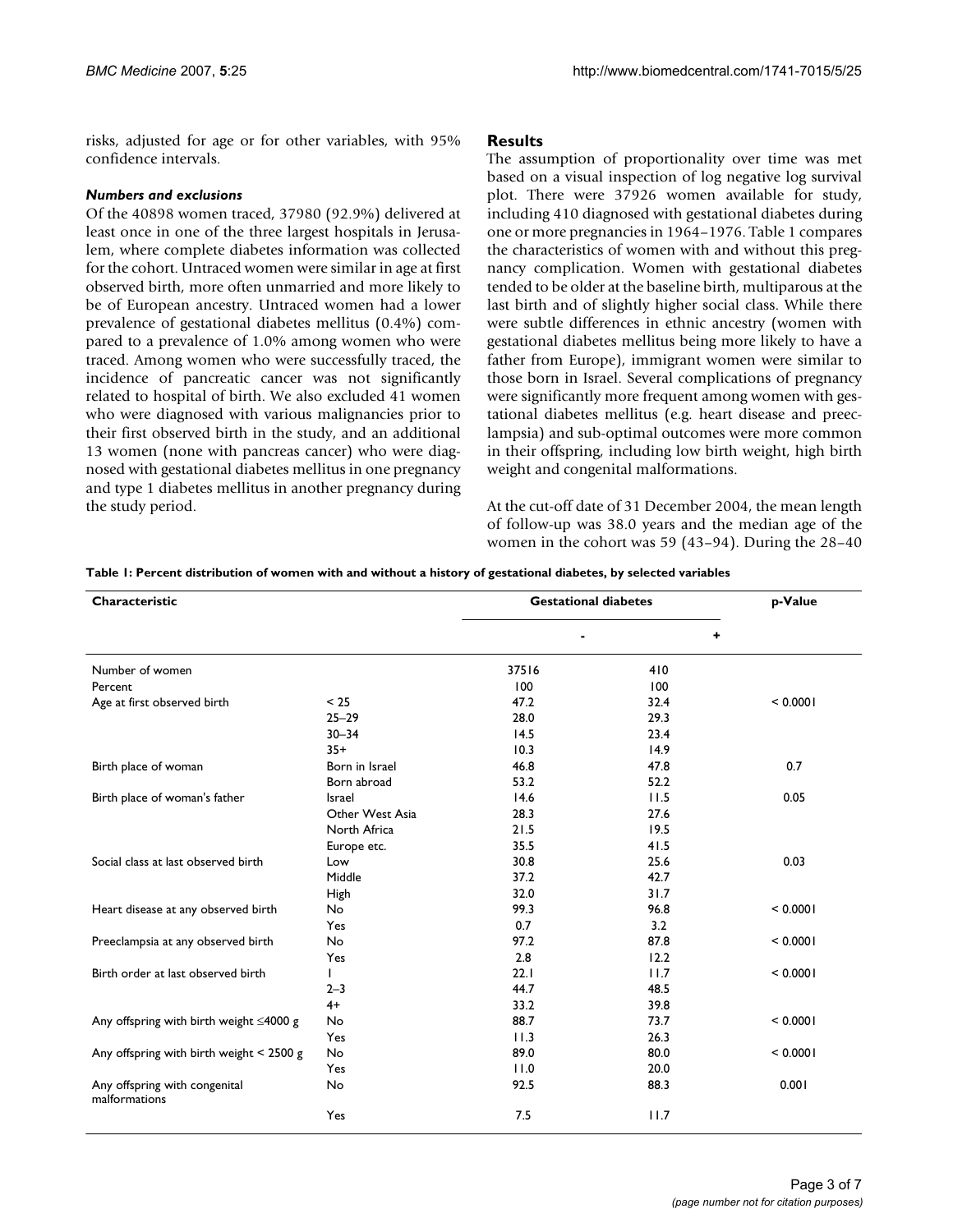risks, adjusted for age or for other variables, with 95% confidence intervals.

### *Numbers and exclusions*

Of the 40898 women traced, 37980 (92.9%) delivered at least once in one of the three largest hospitals in Jerusalem, where complete diabetes information was collected for the cohort. Untraced women were similar in age at first observed birth, more often unmarried and more likely to be of European ancestry. Untraced women had a lower prevalence of gestational diabetes mellitus (0.4%) compared to a prevalence of 1.0% among women who were traced. Among women who were successfully traced, the incidence of pancreatic cancer was not significantly related to hospital of birth. We also excluded 41 women who were diagnosed with various malignancies prior to their first observed birth in the study, and an additional 13 women (none with pancreas cancer) who were diagnosed with gestational diabetes mellitus in one pregnancy and type 1 diabetes mellitus in another pregnancy during the study period.

## Results

The assumption of proportionality over time was met based on a visual inspection of log negative log survival plot. There were 37926 women available for study, including 410 diagnosed with gestational diabetes during one or more pregnancies in 1964–1976. Table 1 compares the characteristics of women with and without this pregnancy complication. Women with gestational diabetes tended to be older at the baseline birth, multiparous at the last birth and of slightly higher social class. While there were subtle differences in ethnic ancestry (women with gestational diabetes mellitus being more likely to have a father from Europe), immigrant women were similar to those born in Israel. Several complications of pregnancy were significantly more frequent among women with gestational diabetes mellitus (e.g. heart disease and preeclampsia) and sub-optimal outcomes were more common in their offspring, including low birth weight, high birth weight and congenital malformations.

At the cut-off date of 31 December 2004, the mean length of follow-up was 38.0 years and the median age of the women in the cohort was 59 (43–94). During the 28–40

**Table 1: Percent distribution of women with and without a history of gestational diabetes, by selected variables**

| Characteristic | | Gestational diabetes | | p-Value |
|---|---|---|---|---|
| | | - | + | |
| Number of women | | 37516 | 410 | |
| Percent | | 100 | 100 | |
| Age at first observed birth | < 25 | 47.2 | 32.4 | < 0.0001 |
| | 25–29 | 28.0 | 29.3 | |
| | 30–34 | 14.5 | 23.4 | |
| | 35+ | 10.3 | 14.9 | |
| Birth place of woman | Born in Israel | 46.8 | 47.8 | 0.7 |
| | Born abroad | 53.2 | 52.2 | |
| Birth place of woman's father | Israel | 14.6 | 11.5 | 0.05 |
| | Other West Asia | 28.3 | 27.6 | |
| | North Africa | 21.5 | 19.5 | |
| | Europe etc. | 35.5 | 41.5 | |
| Social class at last observed birth | Low | 30.8 | 25.6 | 0.03 |
| | Middle | 37.2 | 42.7 | |
| | High | 32.0 | 31.7 | |
| Heart disease at any observed birth | No | 99.3 | 96.8 | < 0.0001 |
| | Yes | 0.7 | 3.2 | |
| Preeclampsia at any observed birth | No | 97.2 | 87.8 | < 0.0001 |
| | Yes | 2.8 | 12.2 | |
| Birth order at last observed birth | 1 | 22.1 | 11.7 | < 0.0001 |
| | 2–3 | 44.7 | 48.5 | |
| | 4+ | 33.2 | 39.8 | |
| Any offspring with birth weight ≤4000 g | No | 88.7 | 73.7 | < 0.0001 |
| | Yes | 11.3 | 26.3 | |
| Any offspring with birth weight < 2500 g | No | 89.0 | 80.0 | < 0.0001 |
| | Yes | 11.0 | 20.0 | |
| Any offspring with congenital malformations | No | 92.5 | 88.3 | 0.001 |
| | Yes | 7.5 | 11.7 | |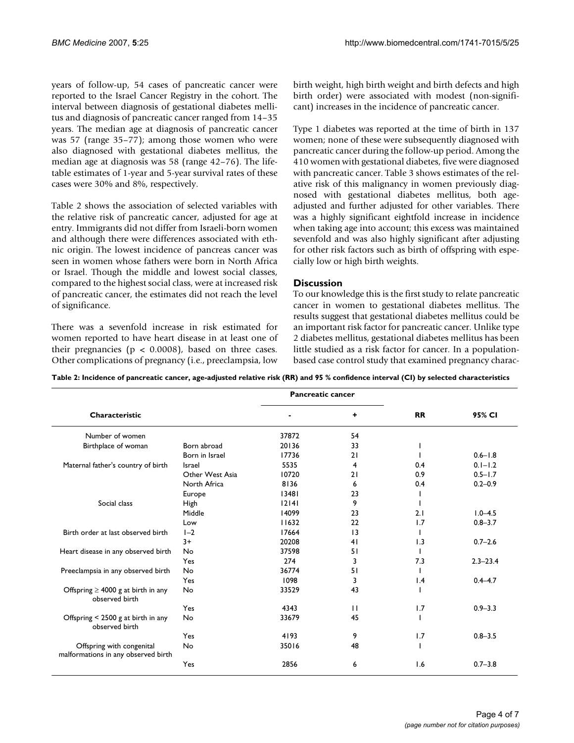years of follow-up, 54 cases of pancreatic cancer were reported to the Israel Cancer Registry in the cohort. The interval between diagnosis of gestational diabetes mellitus and diagnosis of pancreatic cancer ranged from 14–35 years. The median age at diagnosis of pancreatic cancer was 57 (range 35–77); among those women who were also diagnosed with gestational diabetes mellitus, the median age at diagnosis was 58 (range 42–76). The life-table estimates of 1-year and 5-year survival rates of these cases were 30% and 8%, respectively.

Table 2 shows the association of selected variables with the relative risk of pancreatic cancer, adjusted for age at entry. Immigrants did not differ from Israeli-born women and although there were differences associated with ethnic origin. The lowest incidence of pancreas cancer was seen in women whose fathers were born in North Africa or Israel. Though the middle and lowest social classes, compared to the highest social class, were at increased risk of pancreatic cancer, the estimates did not reach the level of significance.

There was a sevenfold increase in risk estimated for women reported to have heart disease in at least one of their pregnancies ($p < 0.0008$), based on three cases. Other complications of pregnancy (i.e., preeclampsia, low birth weight, high birth weight and birth defects and high birth order) were associated with modest (non-significant) increases in the incidence of pancreatic cancer.

Type 1 diabetes was reported at the time of birth in 137 women; none of these were subsequently diagnosed with pancreatic cancer during the follow-up period. Among the 410 women with gestational diabetes, five were diagnosed with pancreatic cancer. Table 3 shows estimates of the relative risk of this malignancy in women previously diagnosed with gestational diabetes mellitus, both age-adjusted and further adjusted for other variables. There was a highly significant eightfold increase in incidence when taking age into account; this excess was maintained sevenfold and was also highly significant after adjusting for other risk factors such as birth of offspring with especially low or high birth weights.

## Discussion

To our knowledge this is the first study to relate pancreatic cancer in women to gestational diabetes mellitus. The results suggest that gestational diabetes mellitus could be an important risk factor for pancreatic cancer. Unlike type 2 diabetes mellitus, gestational diabetes mellitus has been little studied as a risk factor for cancer. In a population-based case control study that examined pregnancy charac-

**Table 2: Incidence of pancreatic cancer, age-adjusted relative risk (RR) and 95 % confidence interval (CI) by selected characteristics**

| Characteristic | | Pancreatic cancer - | Pancreatic cancer + | RR | 95% CI |
|---|---|---|---|---|---|
| Number of women | | 37872 | 54 | | |
| Birthplace of woman | Born abroad | 20136 | 33 | 1 | |
| | Born in Israel | 17736 | 21 | 1 | 0.6–1.8 |
| Maternal father's country of birth | Israel | 5535 | 4 | 0.4 | 0.1–1.2 |
| | Other West Asia | 10720 | 21 | 0.9 | 0.5–1.7 |
| | North Africa | 8136 | 6 | 0.4 | 0.2–0.9 |
| | Europe | 13481 | 23 | 1 | |
| Social class | High | 12141 | 9 | 1 | |
| | Middle | 14099 | 23 | 2.1 | 1.0–4.5 |
| | Low | 11632 | 22 | 1.7 | 0.8–3.7 |
| Birth order at last observed birth | 1–2 | 17664 | 13 | 1 | |
| | 3+ | 20208 | 41 | 1.3 | 0.7–2.6 |
| Heart disease in any observed birth | No | 37598 | 51 | 1 | |
| | Yes | 274 | 3 | 7.3 | 2.3–23.4 |
| Preeclampsia in any observed birth | No | 36774 | 51 | 1 | |
| | Yes | 1098 | 3 | 1.4 | 0.4–4.7 |
| Offspring ≥ 4000 g at birth in any observed birth | No | 33529 | 43 | 1 | |
| | Yes | 4343 | 11 | 1.7 | 0.9–3.3 |
| Offspring < 2500 g at birth in any observed birth | No | 33679 | 45 | 1 | |
| | Yes | 4193 | 9 | 1.7 | 0.8–3.5 |
| Offspring with congenital malformations in any observed birth | No | 35016 | 48 | 1 | |
| | Yes | 2856 | 6 | 1.6 | 0.7–3.8 |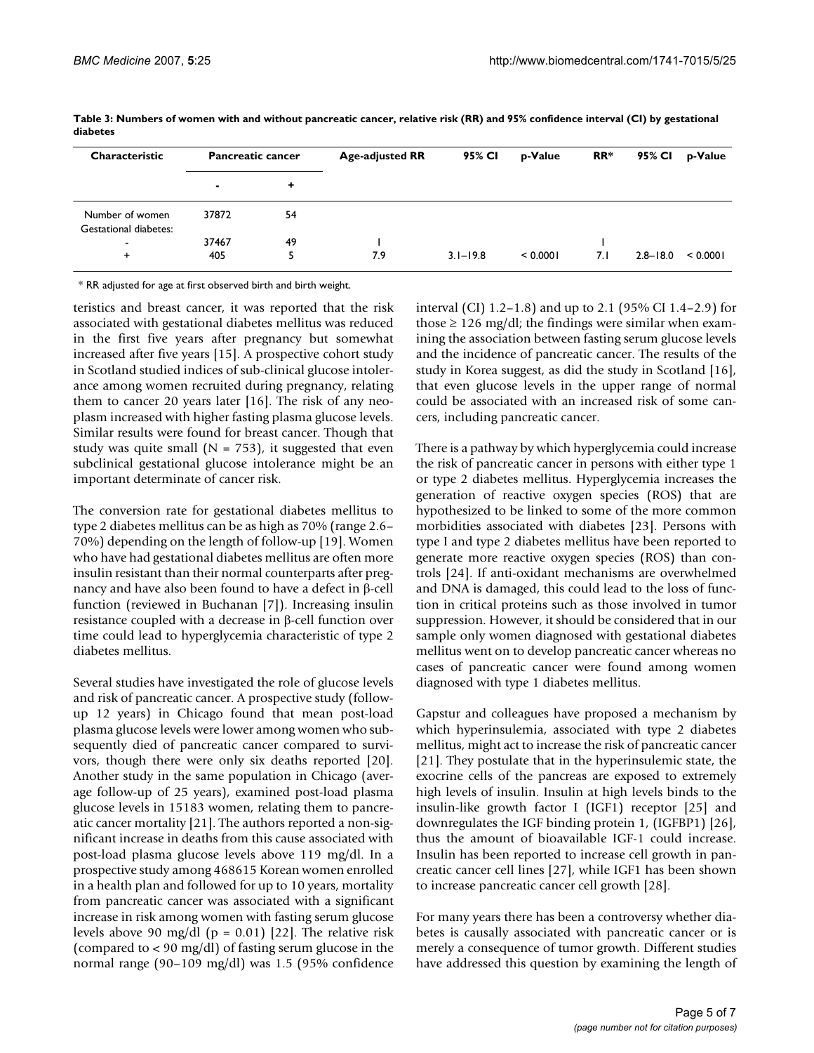**Table 3: Numbers of women with and without pancreatic cancer, relative risk (RR) and 95% confidence interval (CI) by gestational diabetes**

| Characteristic | Pancreatic cancer | | Age-adjusted RR | 95% CI | p-Value | RR* | 95% CI | p-Value |
|---|---|---|---|---|---|---|---|---|
| | - | + | | | | | | |
| Number of women | 37872 | 54 | | | | | | |
| Gestational diabetes: | | | | | | | | |
| - | 37467 | 49 | 1 | | | 1 | | |
| + | 405 | 5 | 7.9 | 3.1–19.8 | < 0.0001 | 7.1 | 2.8–18.0 | < 0.0001 |

\* RR adjusted for age at first observed birth and birth weight.

teristics and breast cancer, it was reported that the risk associated with gestational diabetes mellitus was reduced in the first five years after pregnancy but somewhat increased after five years [15]. A prospective cohort study in Scotland studied indices of sub-clinical glucose intolerance among women recruited during pregnancy, relating them to cancer 20 years later [16]. The risk of any neoplasm increased with higher fasting plasma glucose levels. Similar results were found for breast cancer. Though that study was quite small (N = 753), it suggested that even subclinical gestational glucose intolerance might be an important determinate of cancer risk.

The conversion rate for gestational diabetes mellitus to type 2 diabetes mellitus can be as high as 70% (range 2.6–70%) depending on the length of follow-up [19]. Women who have had gestational diabetes mellitus are often more insulin resistant than their normal counterparts after pregnancy and have also been found to have a defect in β-cell function (reviewed in Buchanan [7]). Increasing insulin resistance coupled with a decrease in β-cell function over time could lead to hyperglycemia characteristic of type 2 diabetes mellitus.

Several studies have investigated the role of glucose levels and risk of pancreatic cancer. A prospective study (follow-up 12 years) in Chicago found that mean post-load plasma glucose levels were lower among women who subsequently died of pancreatic cancer compared to survivors, though there were only six deaths reported [20]. Another study in the same population in Chicago (average follow-up of 25 years), examined post-load plasma glucose levels in 15183 women, relating them to pancreatic cancer mortality [21]. The authors reported a non-significant increase in deaths from this cause associated with post-load plasma glucose levels above 119 mg/dl. In a prospective study among 468615 Korean women enrolled in a health plan and followed for up to 10 years, mortality from pancreatic cancer was associated with a significant increase in risk among women with fasting serum glucose levels above 90 mg/dl ($p = 0.01$) [22]. The relative risk (compared to < 90 mg/dl) of fasting serum glucose in the normal range (90–109 mg/dl) was 1.5 (95% confidence interval (CI) 1.2–1.8) and up to 2.1 (95% CI 1.4–2.9) for those ≥ 126 mg/dl; the findings were similar when examining the association between fasting serum glucose levels and the incidence of pancreatic cancer. The results of the study in Korea suggest, as did the study in Scotland [16], that even glucose levels in the upper range of normal could be associated with an increased risk of some cancers, including pancreatic cancer.

There is a pathway by which hyperglycemia could increase the risk of pancreatic cancer in persons with either type 1 or type 2 diabetes mellitus. Hyperglycemia increases the generation of reactive oxygen species (ROS) that are hypothesized to be linked to some of the more common morbidities associated with diabetes [23]. Persons with type I and type 2 diabetes mellitus have been reported to generate more reactive oxygen species (ROS) than controls [24]. If anti-oxidant mechanisms are overwhelmed and DNA is damaged, this could lead to the loss of function in critical proteins such as those involved in tumor suppression. However, it should be considered that in our sample only women diagnosed with gestational diabetes mellitus went on to develop pancreatic cancer whereas no cases of pancreatic cancer were found among women diagnosed with type 1 diabetes mellitus.

Gapstur and colleagues have proposed a mechanism by which hyperinsulemia, associated with type 2 diabetes mellitus, might act to increase the risk of pancreatic cancer [21]. They postulate that in the hyperinsulemic state, the exocrine cells of the pancreas are exposed to extremely high levels of insulin. Insulin at high levels binds to the insulin-like growth factor I (IGF1) receptor [25] and downregulates the IGF binding protein 1, (IGFBP1) [26], thus the amount of bioavailable IGF-1 could increase. Insulin has been reported to increase cell growth in pancreatic cancer cell lines [27], while IGF1 has been shown to increase pancreatic cancer cell growth [28].

For many years there has been a controversy whether diabetes is causally associated with pancreatic cancer or is merely a consequence of tumor growth. Different studies have addressed this question by examining the length of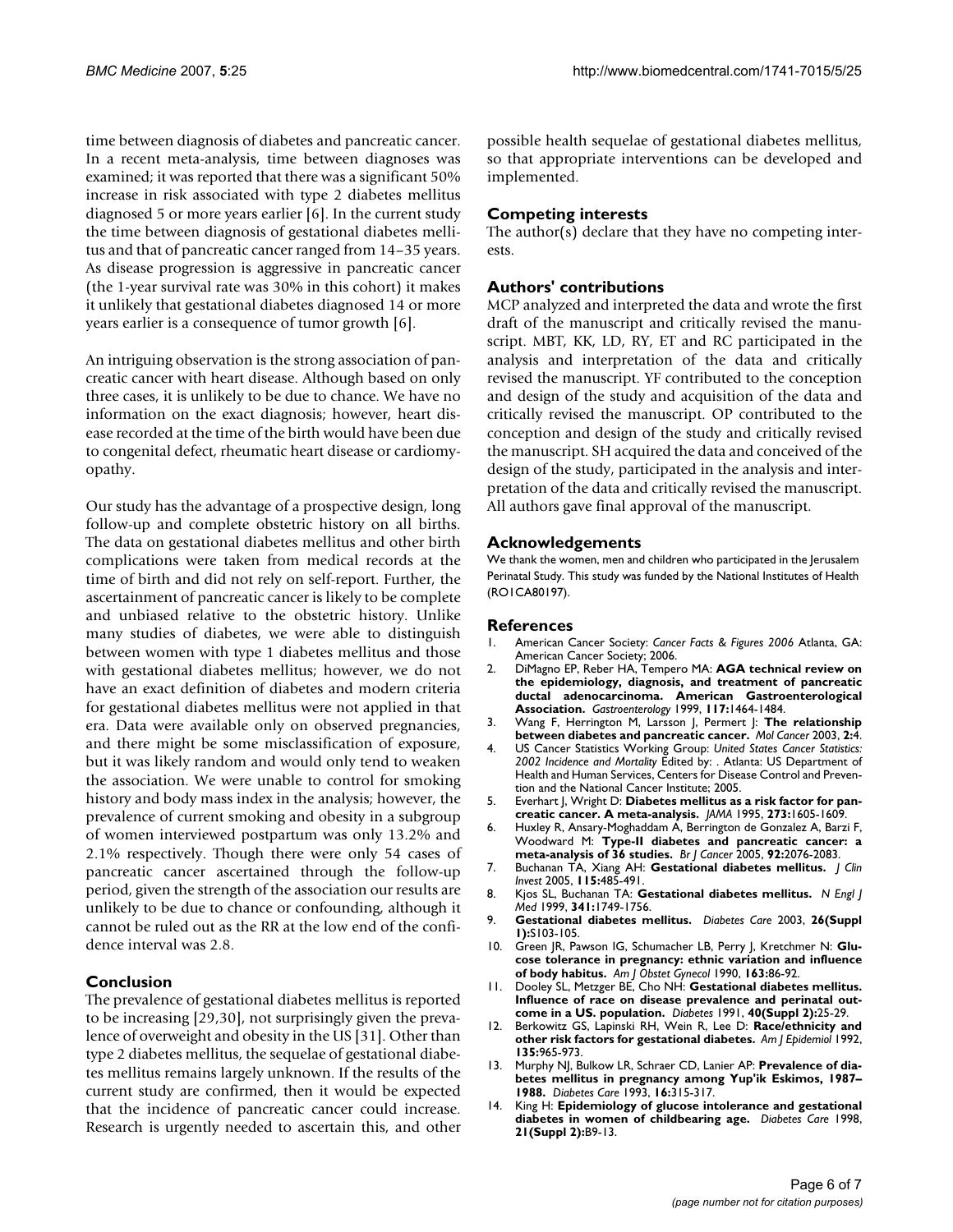time between diagnosis of diabetes and pancreatic cancer. In a recent meta-analysis, time between diagnoses was examined; it was reported that there was a significant 50% increase in risk associated with type 2 diabetes mellitus diagnosed 5 or more years earlier [6]. In the current study the time between diagnosis of gestational diabetes mellitus and that of pancreatic cancer ranged from 14–35 years. As disease progression is aggressive in pancreatic cancer (the 1-year survival rate was 30% in this cohort) it makes it unlikely that gestational diabetes diagnosed 14 or more years earlier is a consequence of tumor growth [6].

An intriguing observation is the strong association of pancreatic cancer with heart disease. Although based on only three cases, it is unlikely to be due to chance. We have no information on the exact diagnosis; however, heart disease recorded at the time of the birth would have been due to congenital defect, rheumatic heart disease or cardiomyopathy.

Our study has the advantage of a prospective design, long follow-up and complete obstetric history on all births. The data on gestational diabetes mellitus and other birth complications were taken from medical records at the time of birth and did not rely on self-report. Further, the ascertainment of pancreatic cancer is likely to be complete and unbiased relative to the obstetric history. Unlike many studies of diabetes, we were able to distinguish between women with type 1 diabetes mellitus and those with gestational diabetes mellitus; however, we do not have an exact definition of diabetes and modern criteria for gestational diabetes mellitus were not applied in that era. Data were available only on observed pregnancies, and there might be some misclassification of exposure, but it was likely random and would only tend to weaken the association. We were unable to control for smoking history and body mass index in the analysis; however, the prevalence of current smoking and obesity in a subgroup of women interviewed postpartum was only 13.2% and 2.1% respectively. Though there were only 54 cases of pancreatic cancer ascertained through the follow-up period, given the strength of the association our results are unlikely to be due to chance or confounding, although it cannot be ruled out as the RR at the low end of the confidence interval was 2.8.

## Conclusion

The prevalence of gestational diabetes mellitus is reported to be increasing [29,30], not surprisingly given the prevalence of overweight and obesity in the US [31]. Other than type 2 diabetes mellitus, the sequelae of gestational diabetes mellitus remains largely unknown. If the results of the current study are confirmed, then it would be expected that the incidence of pancreatic cancer could increase. Research is urgently needed to ascertain this, and other possible health sequelae of gestational diabetes mellitus, so that appropriate interventions can be developed and implemented.

## Competing interests

The author(s) declare that they have no competing interests.

## Authors' contributions

MCP analyzed and interpreted the data and wrote the first draft of the manuscript and critically revised the manuscript. MBT, KK, LD, RY, ET and RC participated in the analysis and interpretation of the data and critically revised the manuscript. YF contributed to the conception and design of the study and acquisition of the data and critically revised the manuscript. OP contributed to the conception and design of the study and critically revised the manuscript. SH acquired the data and conceived of the design of the study, participated in the analysis and interpretation of the data and critically revised the manuscript. All authors gave final approval of the manuscript.

## Acknowledgements

We thank the women, men and children who participated in the Jerusalem Perinatal Study. This study was funded by the National Institutes of Health (RO1CA80197).

## References

1. American Cancer Society: *Cancer Facts & Figures 2006* Atlanta, GA: American Cancer Society; 2006.
2. DiMagno EP, Reber HA, Tempero MA: **AGA technical review on the epidemiology, diagnosis, and treatment of pancreatic ductal adenocarcinoma. American Gastroenterological Association.** *Gastroenterology* 1999, **117:**1464-1484.
3. Wang F, Herrington M, Larsson J, Permert J: **The relationship between diabetes and pancreatic cancer.** *Mol Cancer* 2003, **2:**4.
4. US Cancer Statistics Working Group: *United States Cancer Statistics: 2002 Incidence and Mortality* Edited by: . Atlanta: US Department of Health and Human Services, Centers for Disease Control and Prevention and the National Cancer Institute; 2005.
5. Everhart J, Wright D: **Diabetes mellitus as a risk factor for pancreatic cancer. A meta-analysis.** *JAMA* 1995, **273:**1605-1609.
6. Huxley R, Ansary-Moghaddam A, Berrington de Gonzalez A, Barzi F, Woodward M: **Type-II diabetes and pancreatic cancer: a meta-analysis of 36 studies.** *Br J Cancer* 2005, **92:**2076-2083.
7. Buchanan TA, Xiang AH: **Gestational diabetes mellitus.** *J Clin Invest* 2005, **115:**485-491.
8. Kjos SL, Buchanan TA: **Gestational diabetes mellitus.** *N Engl J Med* 1999, **341:**1749-1756.
9. **Gestational diabetes mellitus.** *Diabetes Care* 2003, **26(Suppl 1):**S103-105.
10. Green JR, Pawson IG, Schumacher LB, Perry J, Kretchmer N: **Glucose tolerance in pregnancy: ethnic variation and influence of body habitus.** *Am J Obstet Gynecol* 1990, **163:**86-92.
11. Dooley SL, Metzger BE, Cho NH: **Gestational diabetes mellitus. Influence of race on disease prevalence and perinatal outcome in a US. population.** *Diabetes* 1991, **40(Suppl 2):**25-29.
12. Berkowitz GS, Lapinski RH, Wein R, Lee D: **Race/ethnicity and other risk factors for gestational diabetes.** *Am J Epidemiol* 1992, **135:**965-973.
13. Murphy NJ, Bulkow LR, Schraer CD, Lanier AP: **Prevalence of diabetes mellitus in pregnancy among Yup'ik Eskimos, 1987–1988.** *Diabetes Care* 1993, **16:**315-317.
14. King H: **Epidemiology of glucose intolerance and gestational diabetes in women of childbearing age.** *Diabetes Care* 1998, **21(Suppl 2):**B9-13.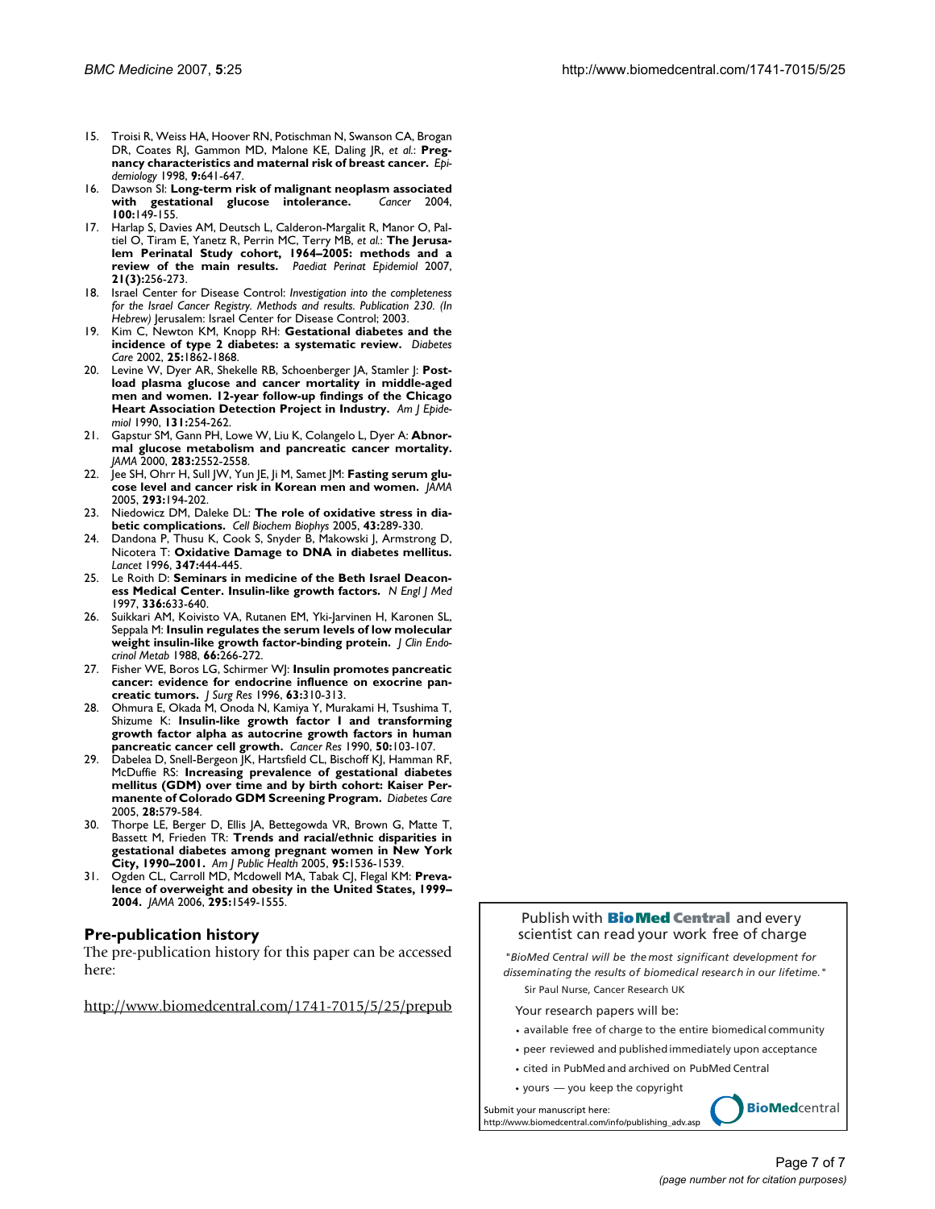15. Troisi R, Weiss HA, Hoover RN, Potischman N, Swanson CA, Brogan DR, Coates RJ, Gammon MD, Malone KE, Daling JR, *et al.*: **Pregnancy characteristics and maternal risk of breast cancer.** *Epidemiology* 1998, **9:**641-647.
16. Dawson SI: **Long-term risk of malignant neoplasm associated with gestational glucose intolerance.** *Cancer* 2004, **100:**149-155.
17. Harlap S, Davies AM, Deutsch L, Calderon-Margalit R, Manor O, Paltiel O, Tiram E, Yanetz R, Perrin MC, Terry MB, *et al.*: **The Jerusalem Perinatal Study cohort, 1964–2005: methods and a review of the main results.** *Paediat Perinat Epidemiol* 2007, **21(3):**256-273.
18. Israel Center for Disease Control: *Investigation into the completeness for the Israel Cancer Registry. Methods and results. Publication 230. (In Hebrew)* Jerusalem: Israel Center for Disease Control; 2003.
19. Kim C, Newton KM, Knopp RH: **Gestational diabetes and the incidence of type 2 diabetes: a systematic review.** *Diabetes Care* 2002, **25:**1862-1868.
20. Levine W, Dyer AR, Shekelle RB, Schoenberger JA, Stamler J: **Post-load plasma glucose and cancer mortality in middle-aged men and women. 12-year follow-up findings of the Chicago Heart Association Detection Project in Industry.** *Am J Epidemiol* 1990, **131:**254-262.
21. Gapstur SM, Gann PH, Lowe W, Liu K, Colangelo L, Dyer A: **Abnormal glucose metabolism and pancreatic cancer mortality.** *JAMA* 2000, **283:**2552-2558.
22. Jee SH, Ohrr H, Sull JW, Yun JE, Ji M, Samet JM: **Fasting serum glucose level and cancer risk in Korean men and women.** *JAMA* 2005, **293:**194-202.
23. Niedowicz DM, Daleke DL: **The role of oxidative stress in diabetic complications.** *Cell Biochem Biophys* 2005, **43:**289-330.
24. Dandona P, Thusu K, Cook S, Snyder B, Makowski J, Armstrong D, Nicotera T: **Oxidative Damage to DNA in diabetes mellitus.** *Lancet* 1996, **347:**444-445.
25. Le Roith D: **Seminars in medicine of the Beth Israel Deaconess Medical Center. Insulin-like growth factors.** *N Engl J Med* 1997, **336:**633-640.
26. Suikkari AM, Koivisto VA, Rutanen EM, Yki-Jarvinen H, Karonen SL, Seppala M: **Insulin regulates the serum levels of low molecular weight insulin-like growth factor-binding protein.** *J Clin Endocrinol Metab* 1988, **66:**266-272.
27. Fisher WE, Boros LG, Schirmer WJ: **Insulin promotes pancreatic cancer: evidence for endocrine influence on exocrine pancreatic tumors.** *J Surg Res* 1996, **63:**310-313.
28. Ohmura E, Okada M, Onoda N, Kamiya Y, Murakami H, Tsushima T, Shizume K: **Insulin-like growth factor I and transforming growth factor alpha as autocrine growth factors in human pancreatic cancer cell growth.** *Cancer Res* 1990, **50:**103-107.
29. Dabelea D, Snell-Bergeon JK, Hartsfield CL, Bischoff KJ, Hamman RF, McDuffie RS: **Increasing prevalence of gestational diabetes mellitus (GDM) over time and by birth cohort: Kaiser Permanente of Colorado GDM Screening Program.** *Diabetes Care* 2005, **28:**579-584.
30. Thorpe LE, Berger D, Ellis JA, Bettegowda VR, Brown G, Matte T, Bassett M, Frieden TR: **Trends and racial/ethnic disparities in gestational diabetes among pregnant women in New York City, 1990–2001.** *Am J Public Health* 2005, **95:**1536-1539.
31. Ogden CL, Carroll MD, Mcdowell MA, Tabak CJ, Flegal KM: **Prevalence of overweight and obesity in the United States, 1999–2004.** *JAMA* 2006, **295:**1549-1555.

## Pre-publication history

The pre-publication history for this paper can be accessed here:

http://www.biomedcentral.com/1741-7015/5/25/prepub

Publish with **BioMed Central** and every scientist can read your work free of charge

*"BioMed Central will be the most significant development for disseminating the results of biomedical research in our lifetime."*

Sir Paul Nurse, Cancer Research UK

Your research papers will be:

- available free of charge to the entire biomedical community
- peer reviewed and published immediately upon acceptance
- cited in PubMed and archived on PubMed Central
- yours — you keep the copyright

Submit your manuscript here:
http://www.biomedcentral.com/info/publishing_adv.asp

BioMedcentral